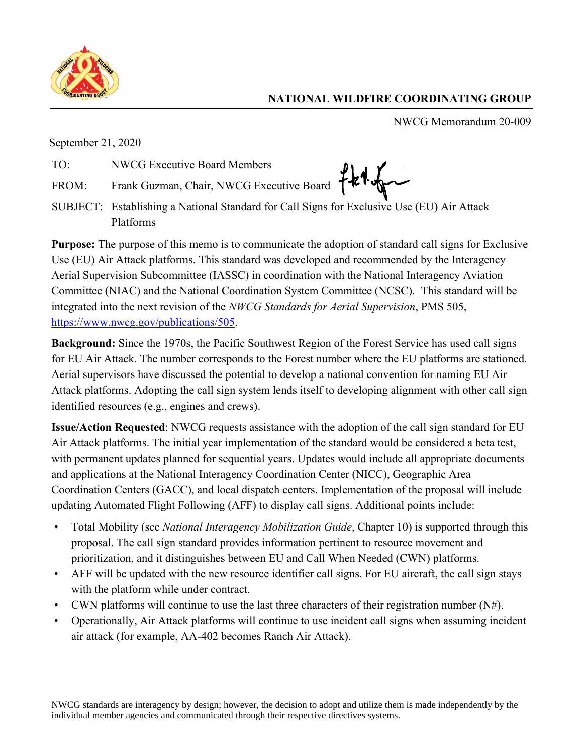# NATIONAL WILDFIRE COORDINATING GROUP

NWCG Memorandum 20-009

September 21, 2020

TO: NWCG Executive Board Members

FROM: Frank Guzman, Chair, NWCG Executive Board

SUBJECT: Establishing a National Standard for Call Signs for Exclusive Use (EU) Air Attack Platforms

**Purpose:** The purpose of this memo is to communicate the adoption of standard call signs for Exclusive Use (EU) Air Attack platforms. This standard was developed and recommended by the Interagency Aerial Supervision Subcommittee (IASSC) in coordination with the National Interagency Aviation Committee (NIAC) and the National Coordination System Committee (NCSC). This standard will be integrated into the next revision of the *NWCG Standards for Aerial Supervision*, PMS 505, https://www.nwcg.gov/publications/505.

**Background:** Since the 1970s, the Pacific Southwest Region of the Forest Service has used call signs for EU Air Attack. The number corresponds to the Forest number where the EU platforms are stationed. Aerial supervisors have discussed the potential to develop a national convention for naming EU Air Attack platforms. Adopting the call sign system lends itself to developing alignment with other call sign identified resources (e.g., engines and crews).

**Issue/Action Requested**: NWCG requests assistance with the adoption of the call sign standard for EU Air Attack platforms. The initial year implementation of the standard would be considered a beta test, with permanent updates planned for sequential years. Updates would include all appropriate documents and applications at the National Interagency Coordination Center (NICC), Geographic Area Coordination Centers (GACC), and local dispatch centers. Implementation of the proposal will include updating Automated Flight Following (AFF) to display call signs. Additional points include:

- Total Mobility (see *National Interagency Mobilization Guide*, Chapter 10) is supported through this proposal. The call sign standard provides information pertinent to resource movement and prioritization, and it distinguishes between EU and Call When Needed (CWN) platforms.
- AFF will be updated with the new resource identifier call signs. For EU aircraft, the call sign stays with the platform while under contract.
- CWN platforms will continue to use the last three characters of their registration number (N#).
- Operationally, Air Attack platforms will continue to use incident call signs when assuming incident air attack (for example, AA-402 becomes Ranch Air Attack).

NWCG standards are interagency by design; however, the decision to adopt and utilize them is made independently by the individual member agencies and communicated through their respective directives systems.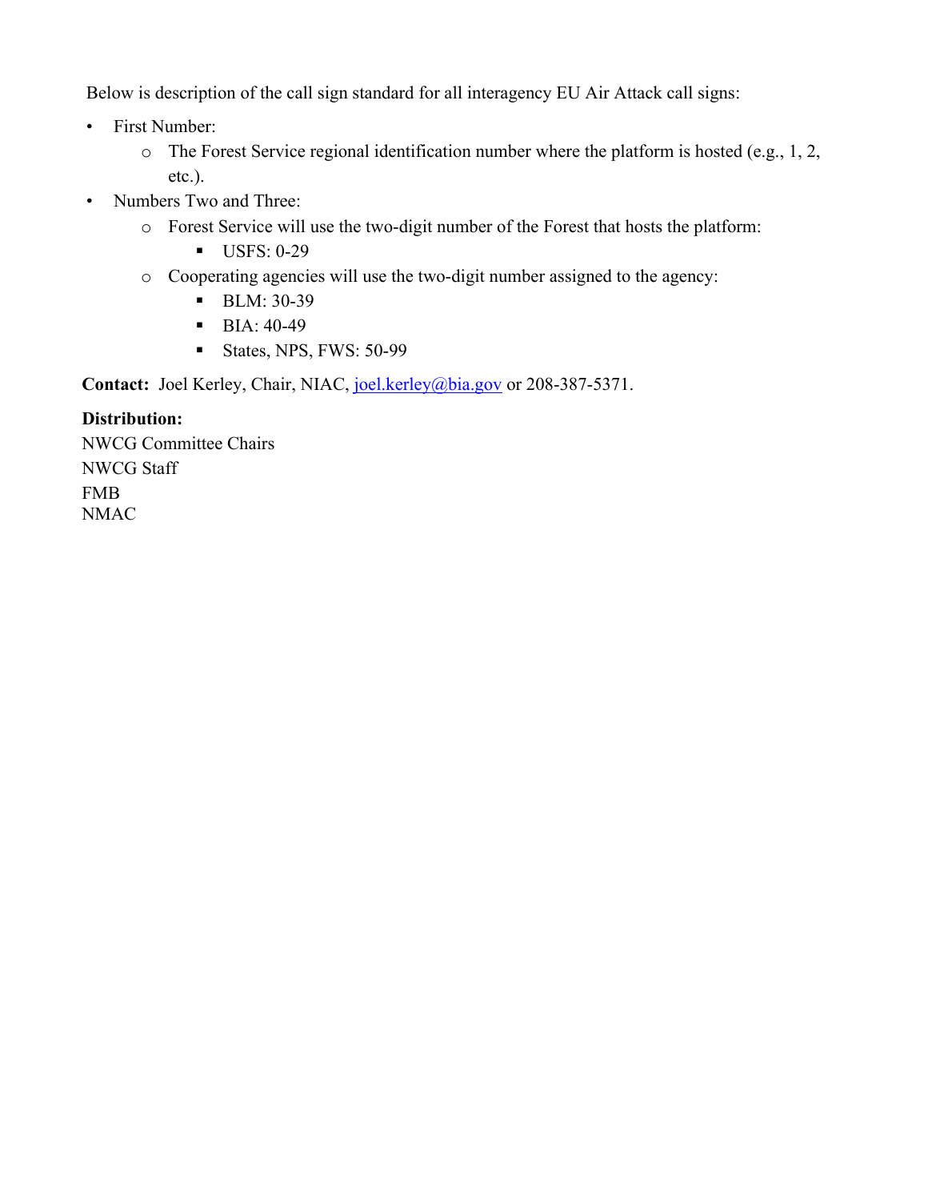Below is description of the call sign standard for all interagency EU Air Attack call signs:

- First Number:
  - The Forest Service regional identification number where the platform is hosted (e.g., 1, 2, etc.).
- Numbers Two and Three:
  - Forest Service will use the two-digit number of the Forest that hosts the platform:
    - USFS: 0-29
  - Cooperating agencies will use the two-digit number assigned to the agency:
    - BLM: 30-39
    - BIA: 40-49
    - States, NPS, FWS: 50-99

**Contact:** Joel Kerley, Chair, NIAC, joel.kerley@bia.gov or 208-387-5371.

**Distribution:**
NWCG Committee Chairs
NWCG Staff
FMB
NMAC